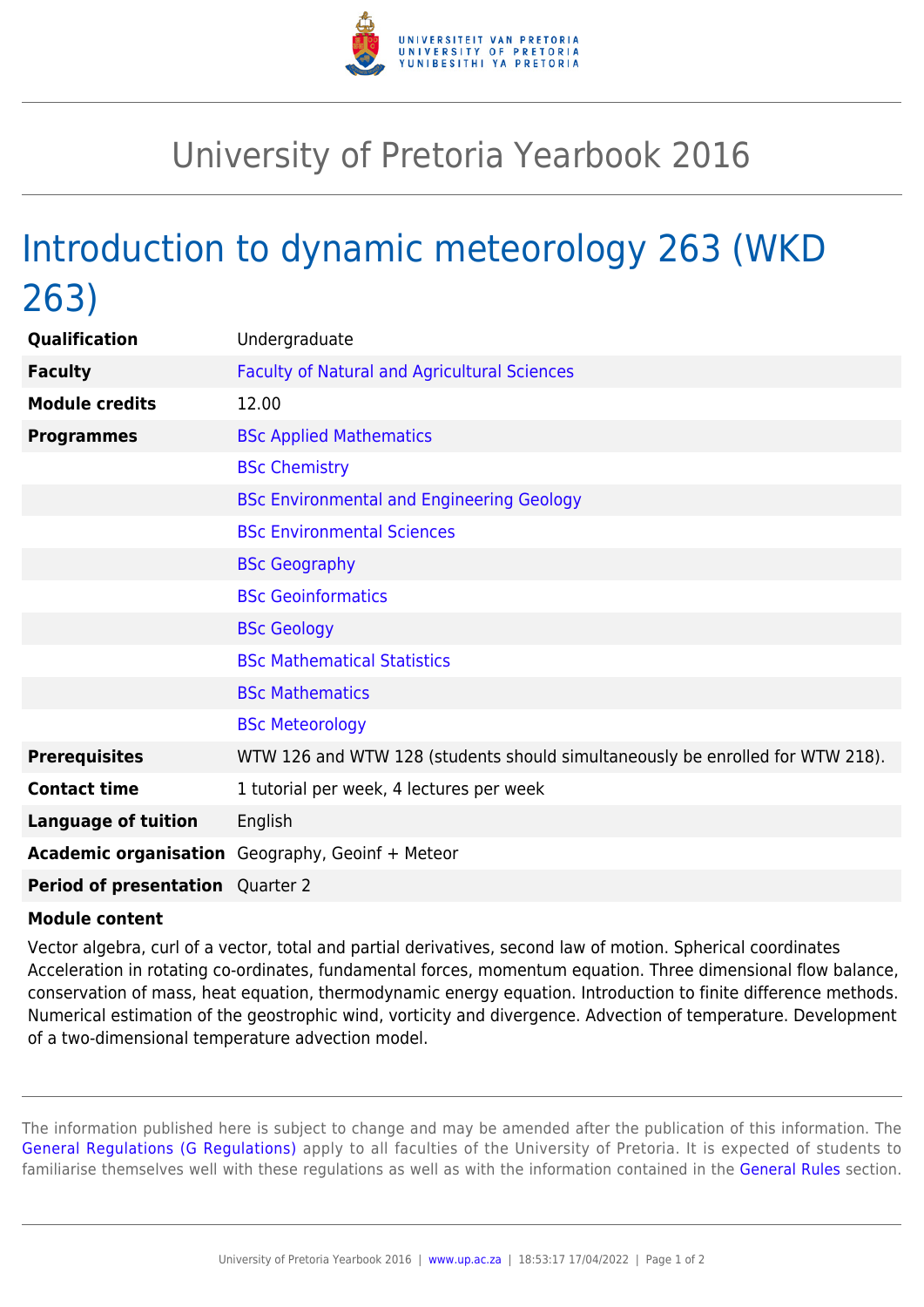# University of Pretoria Yearbook 2016

## Introduction to dynamic meteorology 263 (WKD 263)

| | |
|---|---|
| **Qualification** | Undergraduate |
| **Faculty** | Faculty of Natural and Agricultural Sciences |
| **Module credits** | 12.00 |
| **Programmes** | BSc Applied Mathematics |
| | BSc Chemistry |
| | BSc Environmental and Engineering Geology |
| | BSc Environmental Sciences |
| | BSc Geography |
| | BSc Geoinformatics |
| | BSc Geology |
| | BSc Mathematical Statistics |
| | BSc Mathematics |
| | BSc Meteorology |
| **Prerequisites** | WTW 126 and WTW 128 (students should simultaneously be enrolled for WTW 218). |
| **Contact time** | 1 tutorial per week, 4 lectures per week |
| **Language of tuition** | English |
| **Academic organisation** | Geography, Geoinf + Meteor |
| **Period of presentation** | Quarter 2 |

**Module content**

Vector algebra, curl of a vector, total and partial derivatives, second law of motion. Spherical coordinates Acceleration in rotating co-ordinates, fundamental forces, momentum equation. Three dimensional flow balance, conservation of mass, heat equation, thermodynamic energy equation. Introduction to finite difference methods. Numerical estimation of the geostrophic wind, vorticity and divergence. Advection of temperature. Development of a two-dimensional temperature advection model.

The information published here is subject to change and may be amended after the publication of this information. The General Regulations (G Regulations) apply to all faculties of the University of Pretoria. It is expected of students to familiarise themselves well with these regulations as well as with the information contained in the General Rules section.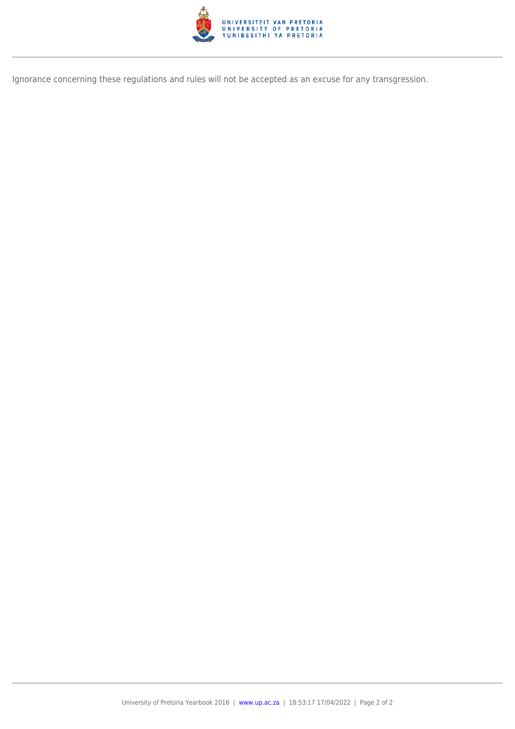Ignorance concerning these regulations and rules will not be accepted as an excuse for any transgression.